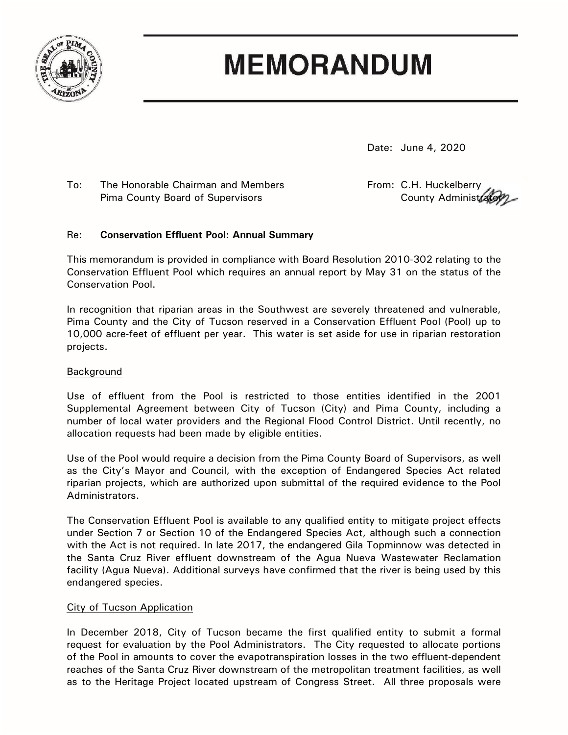# MEMORANDUM

Date: June 4, 2020

To: The Honorable Chairman and Members
Pima County Board of Supervisors

From: C.H. Huckelberry
County Administrator

Re: **Conservation Effluent Pool: Annual Summary**

This memorandum is provided in compliance with Board Resolution 2010-302 relating to the Conservation Effluent Pool which requires an annual report by May 31 on the status of the Conservation Pool.

In recognition that riparian areas in the Southwest are severely threatened and vulnerable, Pima County and the City of Tucson reserved in a Conservation Effluent Pool (Pool) up to 10,000 acre-feet of effluent per year. This water is set aside for use in riparian restoration projects.

## Background

Use of effluent from the Pool is restricted to those entities identified in the 2001 Supplemental Agreement between City of Tucson (City) and Pima County, including a number of local water providers and the Regional Flood Control District. Until recently, no allocation requests had been made by eligible entities.

Use of the Pool would require a decision from the Pima County Board of Supervisors, as well as the City's Mayor and Council, with the exception of Endangered Species Act related riparian projects, which are authorized upon submittal of the required evidence to the Pool Administrators.

The Conservation Effluent Pool is available to any qualified entity to mitigate project effects under Section 7 or Section 10 of the Endangered Species Act, although such a connection with the Act is not required. In late 2017, the endangered Gila Topminnow was detected in the Santa Cruz River effluent downstream of the Agua Nueva Wastewater Reclamation facility (Agua Nueva). Additional surveys have confirmed that the river is being used by this endangered species.

## City of Tucson Application

In December 2018, City of Tucson became the first qualified entity to submit a formal request for evaluation by the Pool Administrators. The City requested to allocate portions of the Pool in amounts to cover the evapotranspiration losses in the two effluent-dependent reaches of the Santa Cruz River downstream of the metropolitan treatment facilities, as well as to the Heritage Project located upstream of Congress Street. All three proposals were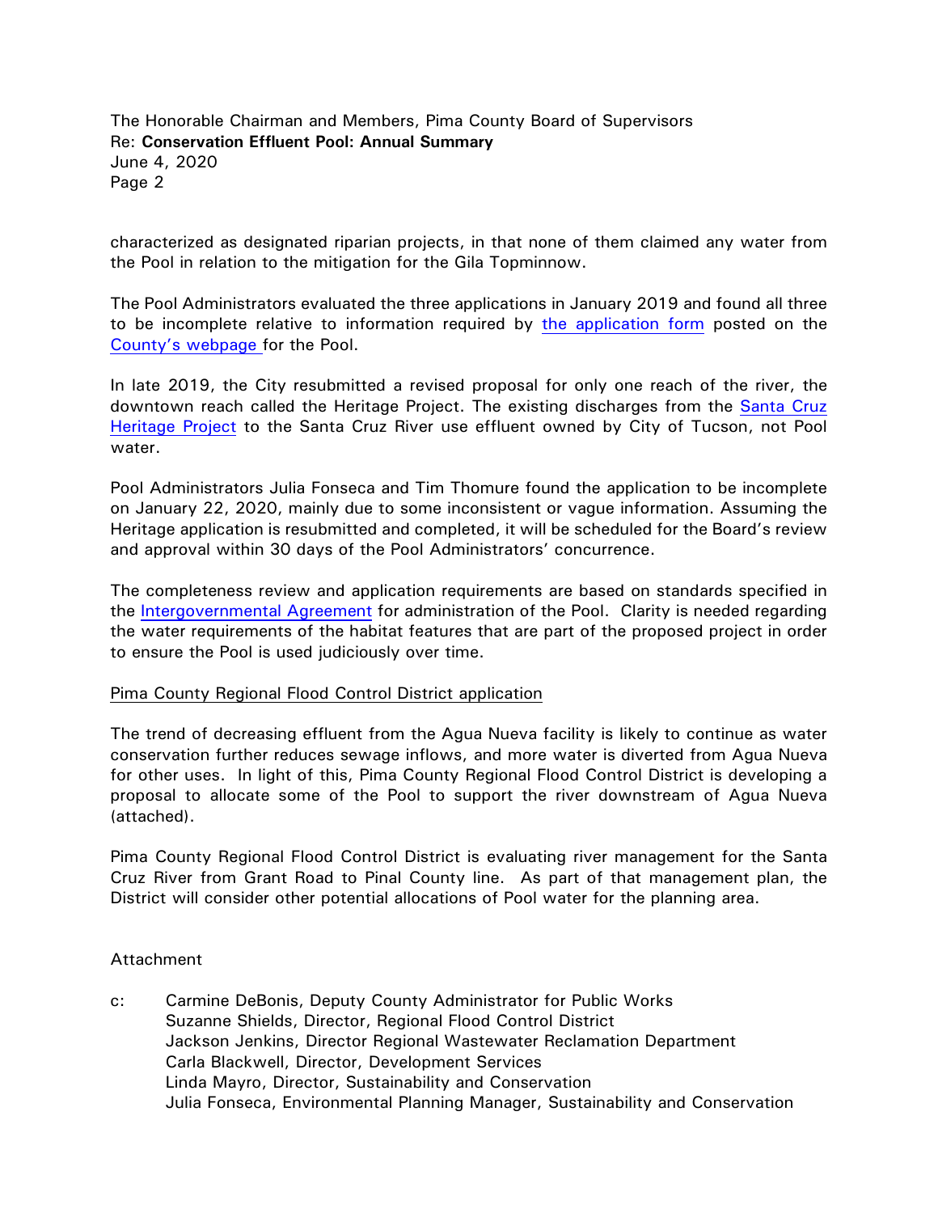characterized as designated riparian projects, in that none of them claimed any water from the Pool in relation to the mitigation for the Gila Topminnow.

The Pool Administrators evaluated the three applications in January 2019 and found all three to be incomplete relative to information required by the application form posted on the County's webpage for the Pool.

In late 2019, the City resubmitted a revised proposal for only one reach of the river, the downtown reach called the Heritage Project. The existing discharges from the Santa Cruz Heritage Project to the Santa Cruz River use effluent owned by City of Tucson, not Pool water.

Pool Administrators Julia Fonseca and Tim Thomure found the application to be incomplete on January 22, 2020, mainly due to some inconsistent or vague information. Assuming the Heritage application is resubmitted and completed, it will be scheduled for the Board's review and approval within 30 days of the Pool Administrators' concurrence.

The completeness review and application requirements are based on standards specified in the Intergovernmental Agreement for administration of the Pool. Clarity is needed regarding the water requirements of the habitat features that are part of the proposed project in order to ensure the Pool is used judiciously over time.

Pima County Regional Flood Control District application

The trend of decreasing effluent from the Agua Nueva facility is likely to continue as water conservation further reduces sewage inflows, and more water is diverted from Agua Nueva for other uses. In light of this, Pima County Regional Flood Control District is developing a proposal to allocate some of the Pool to support the river downstream of Agua Nueva (attached).

Pima County Regional Flood Control District is evaluating river management for the Santa Cruz River from Grant Road to Pinal County line. As part of that management plan, the District will consider other potential allocations of Pool water for the planning area.

Attachment

c: Carmine DeBonis, Deputy County Administrator for Public Works
Suzanne Shields, Director, Regional Flood Control District
Jackson Jenkins, Director Regional Wastewater Reclamation Department
Carla Blackwell, Director, Development Services
Linda Mayro, Director, Sustainability and Conservation
Julia Fonseca, Environmental Planning Manager, Sustainability and Conservation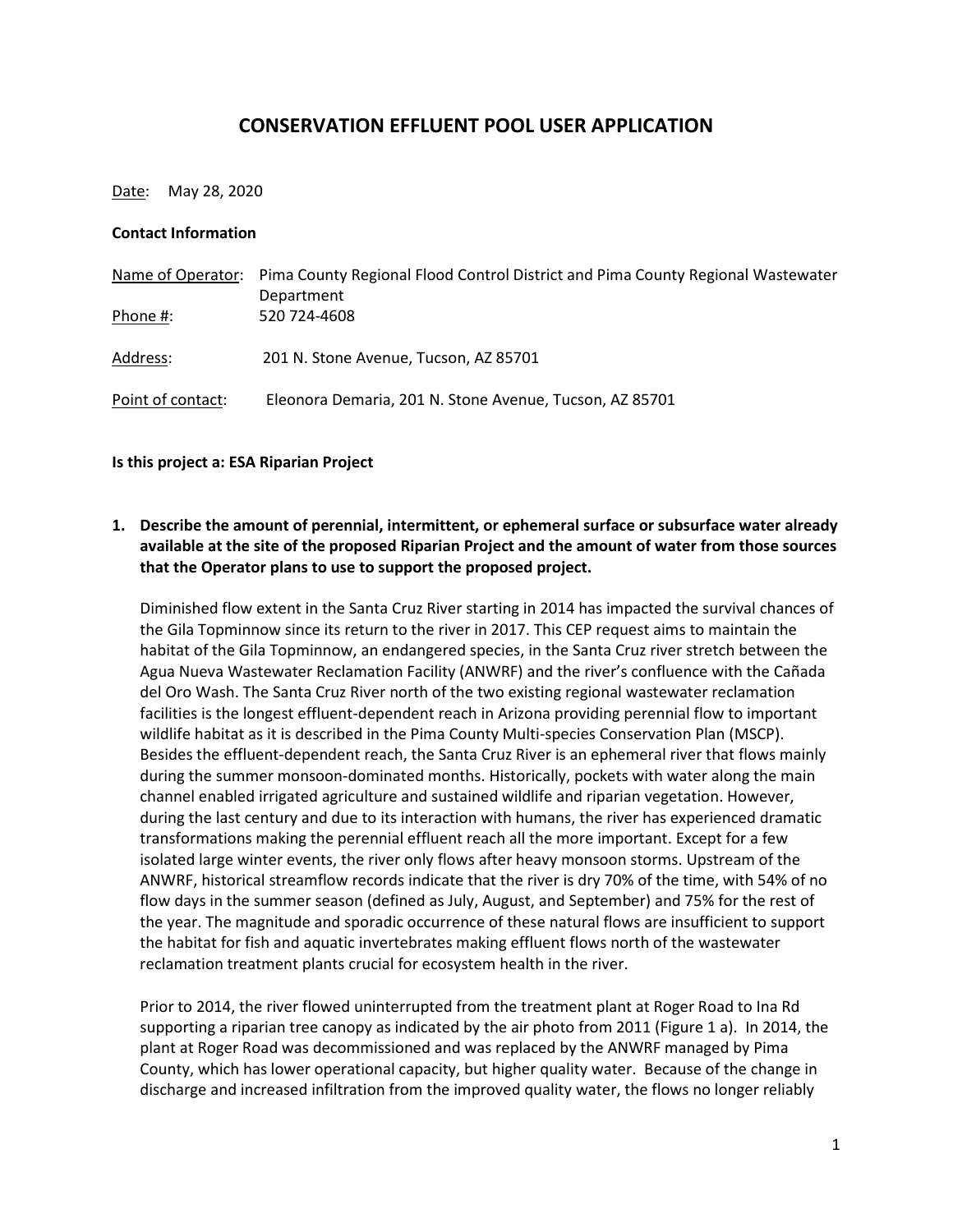# CONSERVATION EFFLUENT POOL USER APPLICATION

<u>Date</u>: May 28, 2020

**Contact Information**

<u>Name of Operator</u>: Pima County Regional Flood Control District and Pima County Regional Wastewater Department

<u>Phone #</u>: 520 724-4608

<u>Address</u>: 201 N. Stone Avenue, Tucson, AZ 85701

<u>Point of contact</u>: Eleonora Demaria, 201 N. Stone Avenue, Tucson, AZ 85701

**Is this project a: ESA Riparian Project**

1. **Describe the amount of perennial, intermittent, or ephemeral surface or subsurface water already available at the site of the proposed Riparian Project and the amount of water from those sources that the Operator plans to use to support the proposed project.**

   Diminished flow extent in the Santa Cruz River starting in 2014 has impacted the survival chances of the Gila Topminnow since its return to the river in 2017. This CEP request aims to maintain the habitat of the Gila Topminnow, an endangered species, in the Santa Cruz river stretch between the Agua Nueva Wastewater Reclamation Facility (ANWRF) and the river's confluence with the Cañada del Oro Wash. The Santa Cruz River north of the two existing regional wastewater reclamation facilities is the longest effluent-dependent reach in Arizona providing perennial flow to important wildlife habitat as it is described in the Pima County Multi-species Conservation Plan (MSCP). Besides the effluent-dependent reach, the Santa Cruz River is an ephemeral river that flows mainly during the summer monsoon-dominated months. Historically, pockets with water along the main channel enabled irrigated agriculture and sustained wildlife and riparian vegetation. However, during the last century and due to its interaction with humans, the river has experienced dramatic transformations making the perennial effluent reach all the more important. Except for a few isolated large winter events, the river only flows after heavy monsoon storms. Upstream of the ANWRF, historical streamflow records indicate that the river is dry 70% of the time, with 54% of no flow days in the summer season (defined as July, August, and September) and 75% for the rest of the year. The magnitude and sporadic occurrence of these natural flows are insufficient to support the habitat for fish and aquatic invertebrates making effluent flows north of the wastewater reclamation treatment plants crucial for ecosystem health in the river.

   Prior to 2014, the river flowed uninterrupted from the treatment plant at Roger Road to Ina Rd supporting a riparian tree canopy as indicated by the air photo from 2011 (Figure 1 a). In 2014, the plant at Roger Road was decommissioned and was replaced by the ANWRF managed by Pima County, which has lower operational capacity, but higher quality water. Because of the change in discharge and increased infiltration from the improved quality water, the flows no longer reliably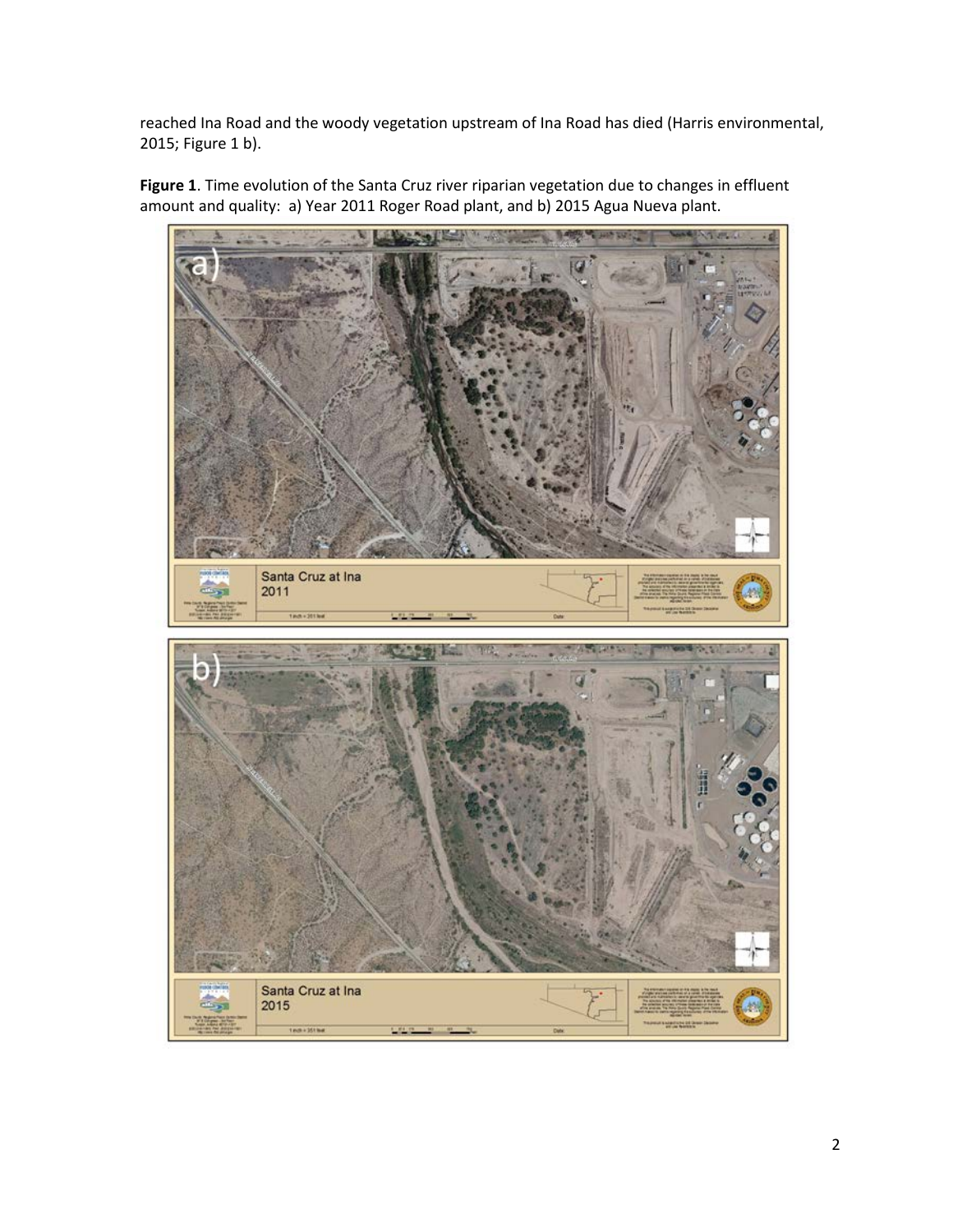reached Ina Road and the woody vegetation upstream of Ina Road has died (Harris environmental, 2015; Figure 1 b).

**Figure 1**. Time evolution of the Santa Cruz river riparian vegetation due to changes in effluent amount and quality: a) Year 2011 Roger Road plant, and b) 2015 Agua Nueva plant.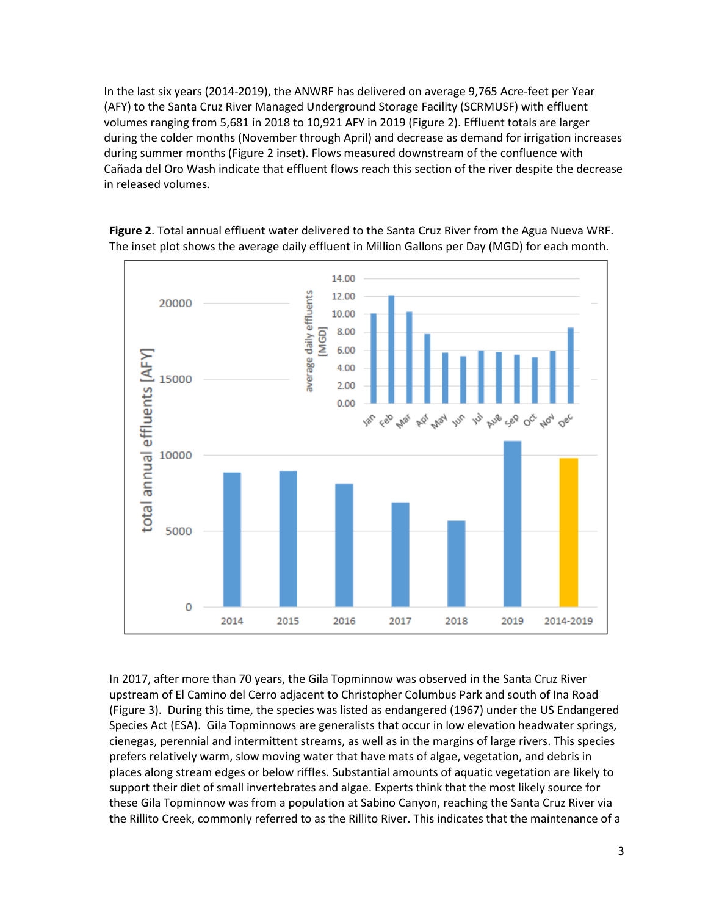In the last six years (2014-2019), the ANWRF has delivered on average 9,765 Acre-feet per Year (AFY) to the Santa Cruz River Managed Underground Storage Facility (SCRMUSF) with effluent volumes ranging from 5,681 in 2018 to 10,921 AFY in 2019 (Figure 2). Effluent totals are larger during the colder months (November through April) and decrease as demand for irrigation increases during summer months (Figure 2 inset). Flows measured downstream of the confluence with Cañada del Oro Wash indicate that effluent flows reach this section of the river despite the decrease in released volumes.

**Figure 2**. Total annual effluent water delivered to the Santa Cruz River from the Agua Nueva WRF. The inset plot shows the average daily effluent in Million Gallons per Day (MGD) for each month.

In 2017, after more than 70 years, the Gila Topminnow was observed in the Santa Cruz River upstream of El Camino del Cerro adjacent to Christopher Columbus Park and south of Ina Road (Figure 3). During this time, the species was listed as endangered (1967) under the US Endangered Species Act (ESA). Gila Topminnows are generalists that occur in low elevation headwater springs, cienegas, perennial and intermittent streams, as well as in the margins of large rivers. This species prefers relatively warm, slow moving water that have mats of algae, vegetation, and debris in places along stream edges or below riffles. Substantial amounts of aquatic vegetation are likely to support their diet of small invertebrates and algae. Experts think that the most likely source for these Gila Topminnow was from a population at Sabino Canyon, reaching the Santa Cruz River via the Rillito Creek, commonly referred to as the Rillito River. This indicates that the maintenance of a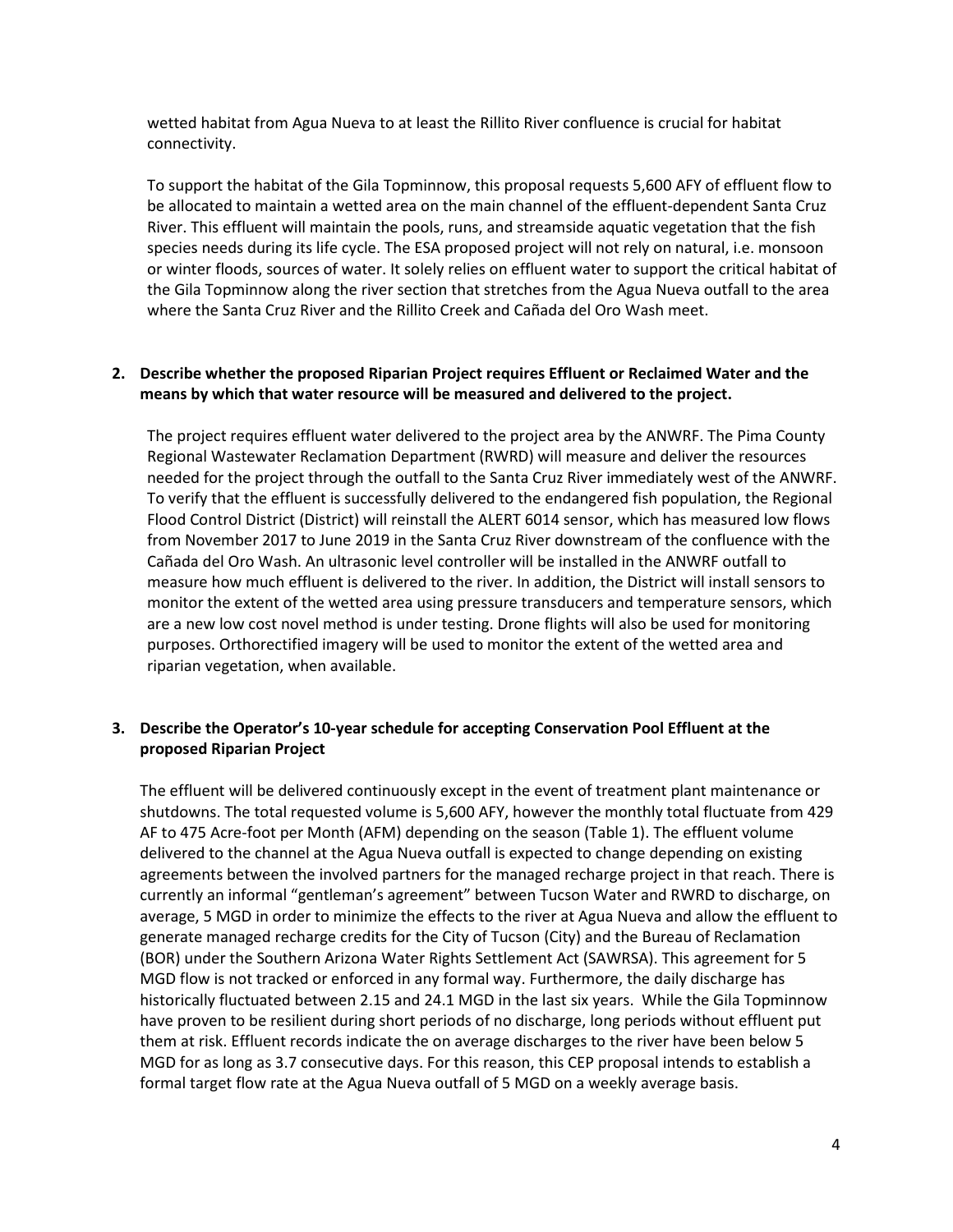wetted habitat from Agua Nueva to at least the Rillito River confluence is crucial for habitat connectivity.

To support the habitat of the Gila Topminnow, this proposal requests 5,600 AFY of effluent flow to be allocated to maintain a wetted area on the main channel of the effluent-dependent Santa Cruz River. This effluent will maintain the pools, runs, and streamside aquatic vegetation that the fish species needs during its life cycle. The ESA proposed project will not rely on natural, i.e. monsoon or winter floods, sources of water. It solely relies on effluent water to support the critical habitat of the Gila Topminnow along the river section that stretches from the Agua Nueva outfall to the area where the Santa Cruz River and the Rillito Creek and Cañada del Oro Wash meet.

**2. Describe whether the proposed Riparian Project requires Effluent or Reclaimed Water and the means by which that water resource will be measured and delivered to the project.**

The project requires effluent water delivered to the project area by the ANWRF. The Pima County Regional Wastewater Reclamation Department (RWRD) will measure and deliver the resources needed for the project through the outfall to the Santa Cruz River immediately west of the ANWRF. To verify that the effluent is successfully delivered to the endangered fish population, the Regional Flood Control District (District) will reinstall the ALERT 6014 sensor, which has measured low flows from November 2017 to June 2019 in the Santa Cruz River downstream of the confluence with the Cañada del Oro Wash. An ultrasonic level controller will be installed in the ANWRF outfall to measure how much effluent is delivered to the river. In addition, the District will install sensors to monitor the extent of the wetted area using pressure transducers and temperature sensors, which are a new low cost novel method is under testing. Drone flights will also be used for monitoring purposes. Orthorectified imagery will be used to monitor the extent of the wetted area and riparian vegetation, when available.

**3. Describe the Operator's 10-year schedule for accepting Conservation Pool Effluent at the proposed Riparian Project**

The effluent will be delivered continuously except in the event of treatment plant maintenance or shutdowns. The total requested volume is 5,600 AFY, however the monthly total fluctuate from 429 AF to 475 Acre-foot per Month (AFM) depending on the season (Table 1). The effluent volume delivered to the channel at the Agua Nueva outfall is expected to change depending on existing agreements between the involved partners for the managed recharge project in that reach. There is currently an informal "gentleman's agreement" between Tucson Water and RWRD to discharge, on average, 5 MGD in order to minimize the effects to the river at Agua Nueva and allow the effluent to generate managed recharge credits for the City of Tucson (City) and the Bureau of Reclamation (BOR) under the Southern Arizona Water Rights Settlement Act (SAWRSA). This agreement for 5 MGD flow is not tracked or enforced in any formal way. Furthermore, the daily discharge has historically fluctuated between 2.15 and 24.1 MGD in the last six years. While the Gila Topminnow have proven to be resilient during short periods of no discharge, long periods without effluent put them at risk. Effluent records indicate the on average discharges to the river have been below 5 MGD for as long as 3.7 consecutive days. For this reason, this CEP proposal intends to establish a formal target flow rate at the Agua Nueva outfall of 5 MGD on a weekly average basis.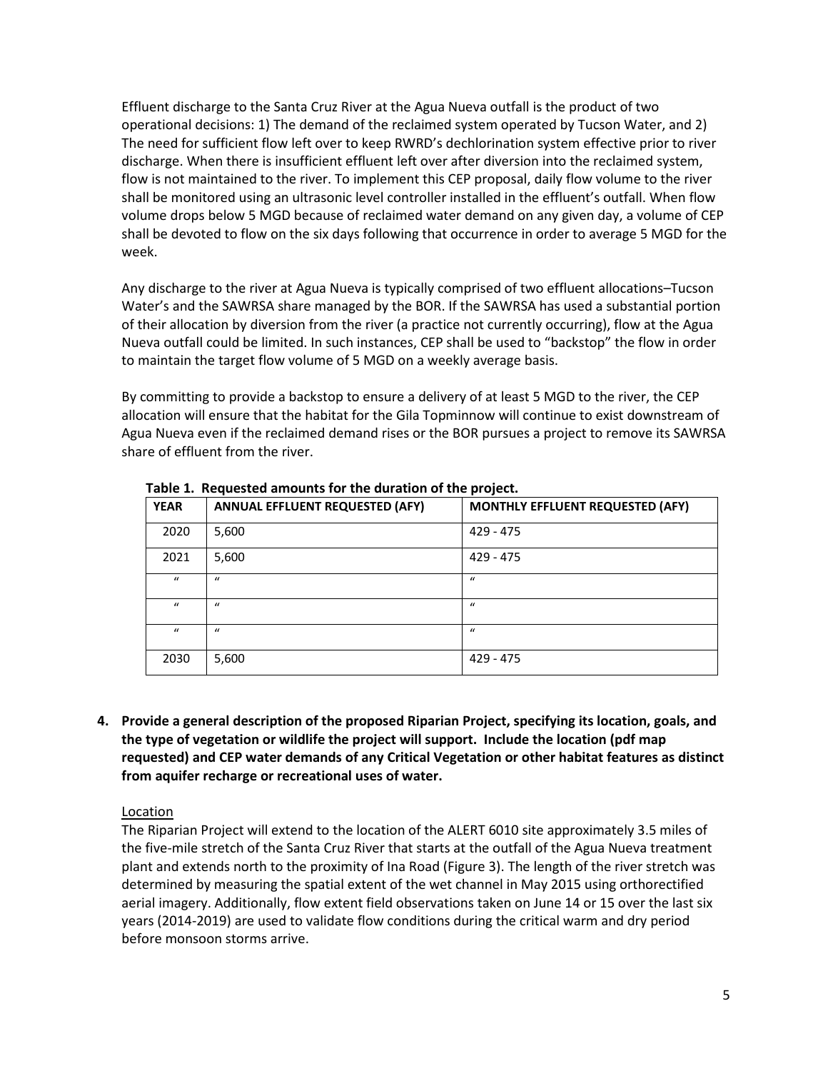Effluent discharge to the Santa Cruz River at the Agua Nueva outfall is the product of two operational decisions: 1) The demand of the reclaimed system operated by Tucson Water, and 2) The need for sufficient flow left over to keep RWRD's dechlorination system effective prior to river discharge. When there is insufficient effluent left over after diversion into the reclaimed system, flow is not maintained to the river. To implement this CEP proposal, daily flow volume to the river shall be monitored using an ultrasonic level controller installed in the effluent's outfall. When flow volume drops below 5 MGD because of reclaimed water demand on any given day, a volume of CEP shall be devoted to flow on the six days following that occurrence in order to average 5 MGD for the week.

Any discharge to the river at Agua Nueva is typically comprised of two effluent allocations–Tucson Water's and the SAWRSA share managed by the BOR. If the SAWRSA has used a substantial portion of their allocation by diversion from the river (a practice not currently occurring), flow at the Agua Nueva outfall could be limited. In such instances, CEP shall be used to "backstop" the flow in order to maintain the target flow volume of 5 MGD on a weekly average basis.

By committing to provide a backstop to ensure a delivery of at least 5 MGD to the river, the CEP allocation will ensure that the habitat for the Gila Topminnow will continue to exist downstream of Agua Nueva even if the reclaimed demand rises or the BOR pursues a project to remove its SAWRSA share of effluent from the river.

**Table 1. Requested amounts for the duration of the project.**

| YEAR | ANNUAL EFFLUENT REQUESTED (AFY) | MONTHLY EFFLUENT REQUESTED (AFY) |
|---|---|---|
| 2020 | 5,600 | 429 - 475 |
| 2021 | 5,600 | 429 - 475 |
| " | " | " |
| " | " | " |
| " | " | " |
| 2030 | 5,600 | 429 - 475 |

**4. Provide a general description of the proposed Riparian Project, specifying its location, goals, and the type of vegetation or wildlife the project will support. Include the location (pdf map requested) and CEP water demands of any Critical Vegetation or other habitat features as distinct from aquifer recharge or recreational uses of water.**

Location

The Riparian Project will extend to the location of the ALERT 6010 site approximately 3.5 miles of the five-mile stretch of the Santa Cruz River that starts at the outfall of the Agua Nueva treatment plant and extends north to the proximity of Ina Road (Figure 3). The length of the river stretch was determined by measuring the spatial extent of the wet channel in May 2015 using orthorectified aerial imagery. Additionally, flow extent field observations taken on June 14 or 15 over the last six years (2014-2019) are used to validate flow conditions during the critical warm and dry period before monsoon storms arrive.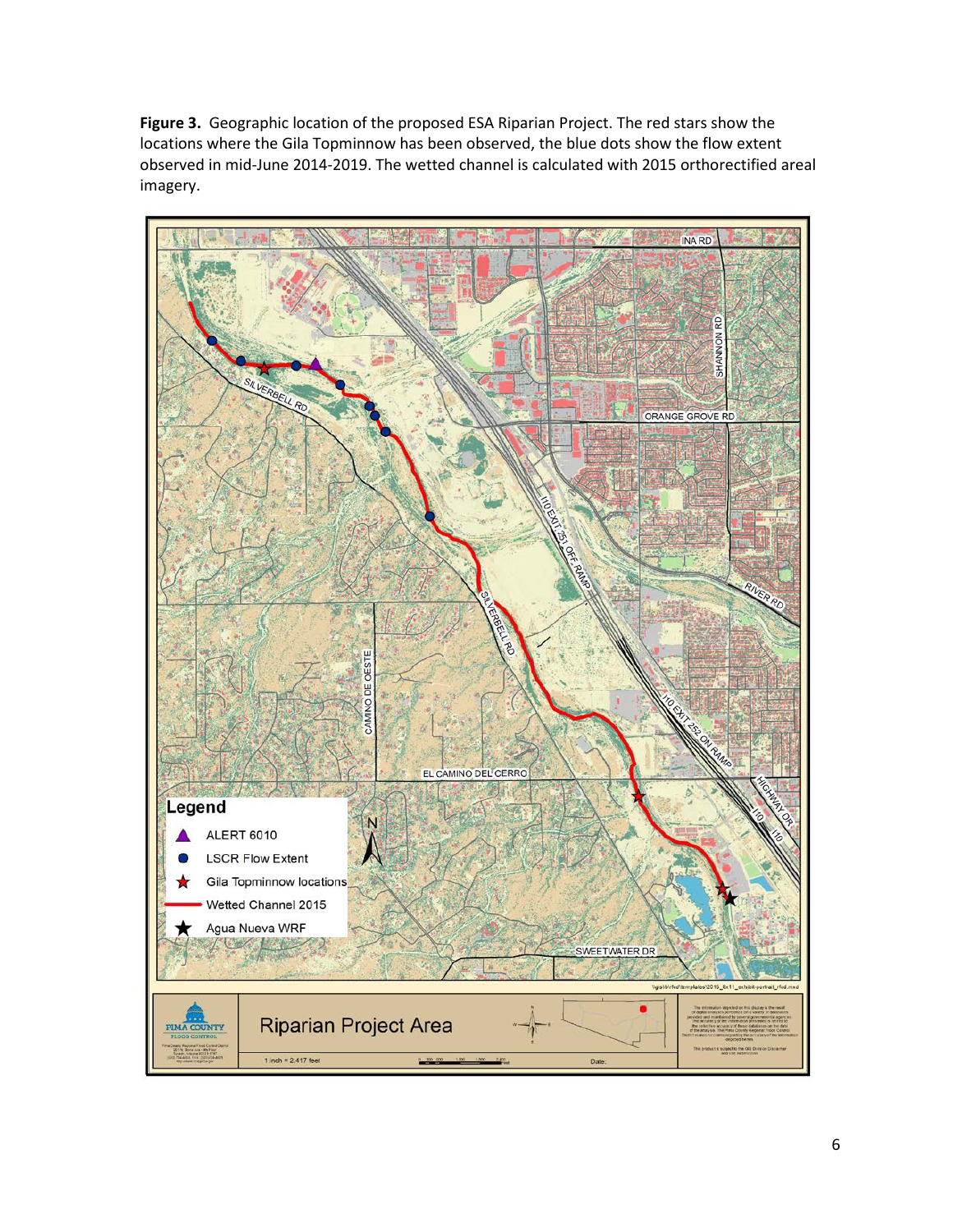**Figure 3.** Geographic location of the proposed ESA Riparian Project. The red stars show the locations where the Gila Topminnow has been observed, the blue dots show the flow extent observed in mid-June 2014-2019. The wetted channel is calculated with 2015 orthorectified areal imagery.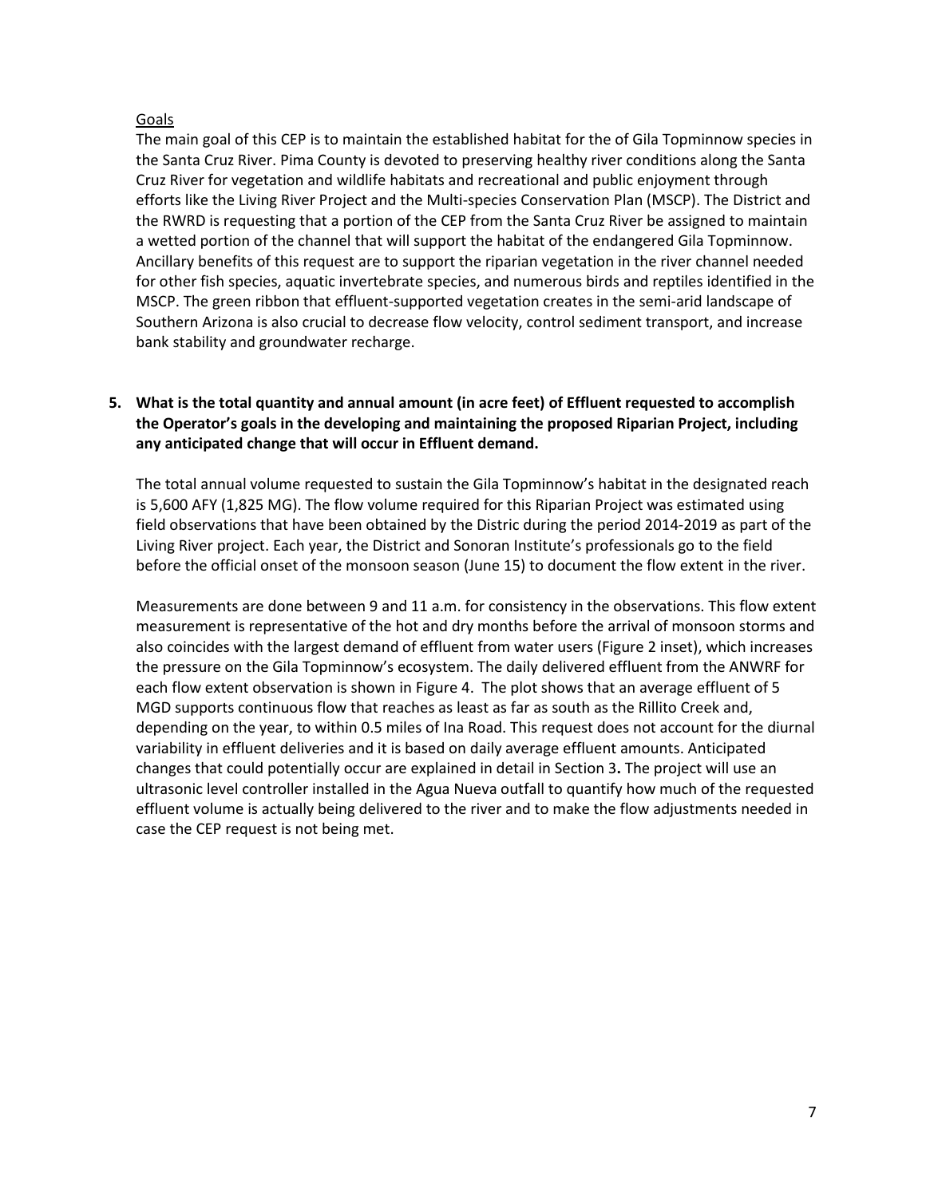Goals

The main goal of this CEP is to maintain the established habitat for the of Gila Topminnow species in the Santa Cruz River. Pima County is devoted to preserving healthy river conditions along the Santa Cruz River for vegetation and wildlife habitats and recreational and public enjoyment through efforts like the Living River Project and the Multi-species Conservation Plan (MSCP). The District and the RWRD is requesting that a portion of the CEP from the Santa Cruz River be assigned to maintain a wetted portion of the channel that will support the habitat of the endangered Gila Topminnow. Ancillary benefits of this request are to support the riparian vegetation in the river channel needed for other fish species, aquatic invertebrate species, and numerous birds and reptiles identified in the MSCP. The green ribbon that effluent-supported vegetation creates in the semi-arid landscape of Southern Arizona is also crucial to decrease flow velocity, control sediment transport, and increase bank stability and groundwater recharge.

**5. What is the total quantity and annual amount (in acre feet) of Effluent requested to accomplish the Operator's goals in the developing and maintaining the proposed Riparian Project, including any anticipated change that will occur in Effluent demand.**

The total annual volume requested to sustain the Gila Topminnow's habitat in the designated reach is 5,600 AFY (1,825 MG). The flow volume required for this Riparian Project was estimated using field observations that have been obtained by the Distric during the period 2014-2019 as part of the Living River project. Each year, the District and Sonoran Institute's professionals go to the field before the official onset of the monsoon season (June 15) to document the flow extent in the river.

Measurements are done between 9 and 11 a.m. for consistency in the observations. This flow extent measurement is representative of the hot and dry months before the arrival of monsoon storms and also coincides with the largest demand of effluent from water users (Figure 2 inset), which increases the pressure on the Gila Topminnow's ecosystem. The daily delivered effluent from the ANWRF for each flow extent observation is shown in Figure 4. The plot shows that an average effluent of 5 MGD supports continuous flow that reaches as least as far as south as the Rillito Creek and, depending on the year, to within 0.5 miles of Ina Road. This request does not account for the diurnal variability in effluent deliveries and it is based on daily average effluent amounts. Anticipated changes that could potentially occur are explained in detail in Section 3**.** The project will use an ultrasonic level controller installed in the Agua Nueva outfall to quantify how much of the requested effluent volume is actually being delivered to the river and to make the flow adjustments needed in case the CEP request is not being met.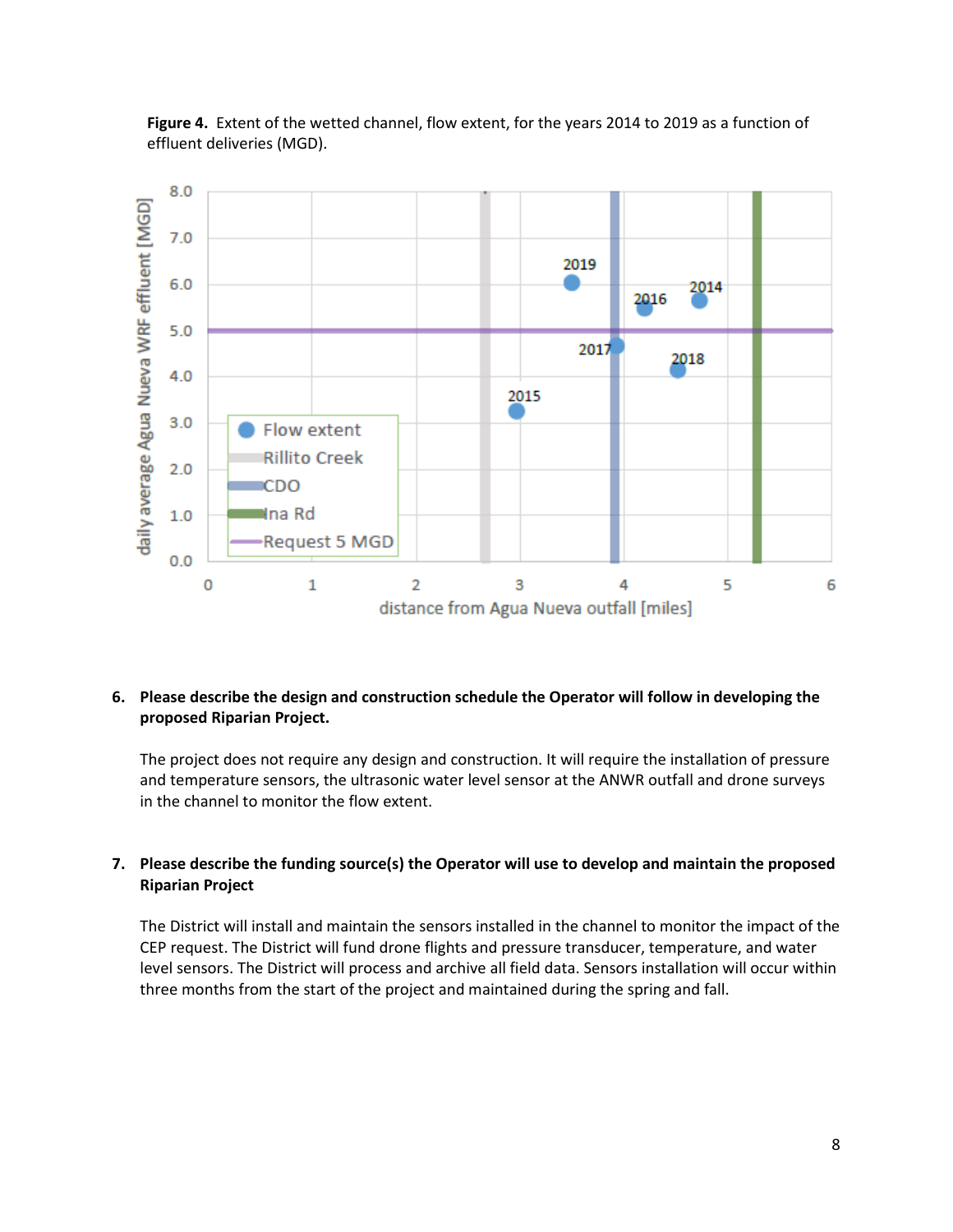**Figure 4.** Extent of the wetted channel, flow extent, for the years 2014 to 2019 as a function of effluent deliveries (MGD).

daily average Agua Nueva WRF effluent [MGD]

8.0
7.0
6.0
5.0
4.0
3.0
2.0
1.0
0.0

0 1 2 3 4 5 6

distance from Agua Nueva outfall [miles]

2019
2016
2014
2017
2018
2015

Flow extent
Rillito Creek
CDO
Ina Rd
Request 5 MGD

6. **Please describe the design and construction schedule the Operator will follow in developing the proposed Riparian Project.**

   The project does not require any design and construction. It will require the installation of pressure and temperature sensors, the ultrasonic water level sensor at the ANWR outfall and drone surveys in the channel to monitor the flow extent.

7. **Please describe the funding source(s) the Operator will use to develop and maintain the proposed Riparian Project**

   The District will install and maintain the sensors installed in the channel to monitor the impact of the CEP request. The District will fund drone flights and pressure transducer, temperature, and water level sensors. The District will process and archive all field data. Sensors installation will occur within three months from the start of the project and maintained during the spring and fall.